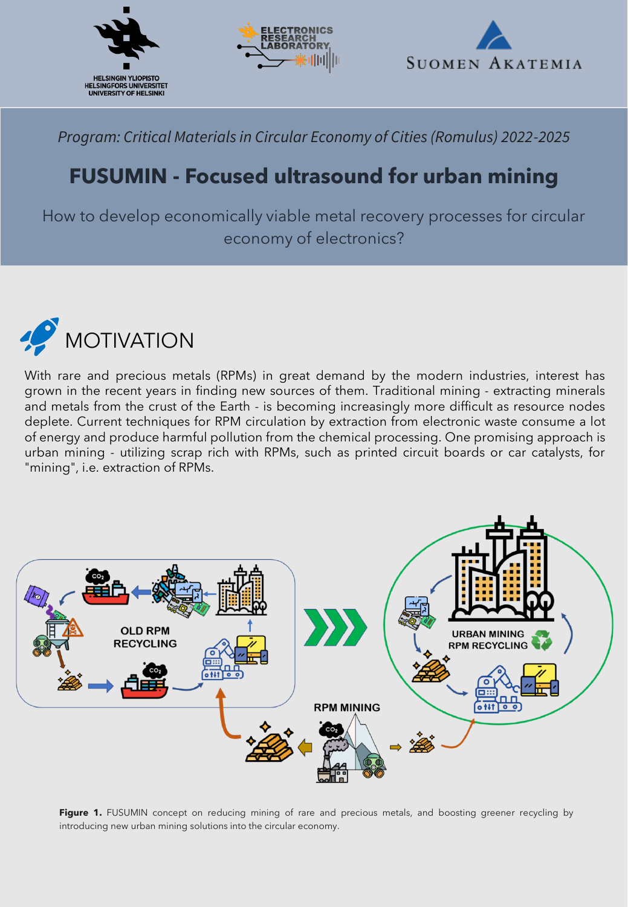*Program: Critical Materials in Circular Economy of Cities (Romulus) 2022-2025*

# FUSUMIN - Focused ultrasound for urban mining

How to develop economically viable metal recovery processes for circular economy of electronics?

## MOTIVATION

With rare and precious metals (RPMs) in great demand by the modern industries, interest has grown in the recent years in finding new sources of them. Traditional mining - extracting minerals and metals from the crust of the Earth - is becoming increasingly more difficult as resource nodes deplete. Current techniques for RPM circulation by extraction from electronic waste consume a lot of energy and produce harmful pollution from the chemical processing. One promising approach is urban mining - utilizing scrap rich with RPMs, such as printed circuit boards or car catalysts, for "mining", i.e. extraction of RPMs.

**Figure 1.** FUSUMIN concept on reducing mining of rare and precious metals, and boosting greener recycling by introducing new urban mining solutions into the circular economy.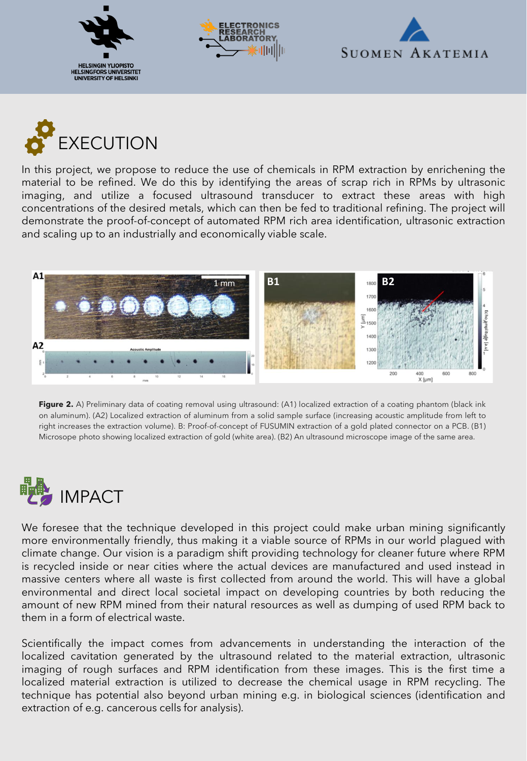# EXECUTION

In this project, we propose to reduce the use of chemicals in RPM extraction by enrichening the material to be refined. We do this by identifying the areas of scrap rich in RPMs by ultrasonic imaging, and utilize a focused ultrasound transducer to extract these areas with high concentrations of the desired metals, which can then be fed to traditional refining. The project will demonstrate the proof-of-concept of automated RPM rich area identification, ultrasonic extraction and scaling up to an industrially and economically viable scale.

**Figure 2.** A) Preliminary data of coating removal using ultrasound: (A1) localized extraction of a coating phantom (black ink on aluminum). (A2) Localized extraction of aluminum from a solid sample surface (increasing acoustic amplitude from left to right increases the extraction volume). B: Proof-of-concept of FUSUMIN extraction of a gold plated connector on a PCB. (B1) Microsope photo showing localized extraction of gold (white area). (B2) An ultrasound microscope image of the same area.

# IMPACT

We foresee that the technique developed in this project could make urban mining significantly more environmentally friendly, thus making it a viable source of RPMs in our world plagued with climate change. Our vision is a paradigm shift providing technology for cleaner future where RPM is recycled inside or near cities where the actual devices are manufactured and used instead in massive centers where all waste is first collected from around the world. This will have a global environmental and direct local societal impact on developing countries by both reducing the amount of new RPM mined from their natural resources as well as dumping of used RPM back to them in a form of electrical waste.

Scientifically the impact comes from advancements in understanding the interaction of the localized cavitation generated by the ultrasound related to the material extraction, ultrasonic imaging of rough surfaces and RPM identification from these images. This is the first time a localized material extraction is utilized to decrease the chemical usage in RPM recycling. The technique has potential also beyond urban mining e.g. in biological sciences (identification and extraction of e.g. cancerous cells for analysis).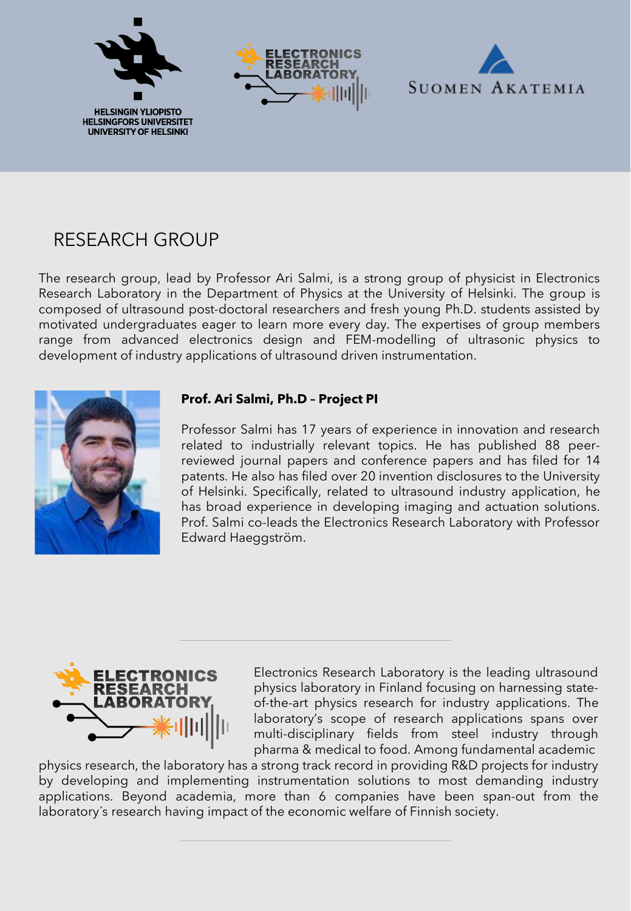## RESEARCH GROUP

The research group, lead by Professor Ari Salmi, is a strong group of physicist in Electronics Research Laboratory in the Department of Physics at the University of Helsinki. The group is composed of ultrasound post-doctoral researchers and fresh young Ph.D. students assisted by motivated undergraduates eager to learn more every day. The expertises of group members range from advanced electronics design and FEM-modelling of ultrasonic physics to development of industry applications of ultrasound driven instrumentation.

**Prof. Ari Salmi, Ph.D – Project PI**

Professor Salmi has 17 years of experience in innovation and research related to industrially relevant topics. He has published 88 peer-reviewed journal papers and conference papers and has filed for 14 patents. He also has filed over 20 invention disclosures to the University of Helsinki. Specifically, related to ultrasound industry application, he has broad experience in developing imaging and actuation solutions. Prof. Salmi co-leads the Electronics Research Laboratory with Professor Edward Haeggström.

---

Electronics Research Laboratory is the leading ultrasound physics laboratory in Finland focusing on harnessing state-of-the-art physics research for industry applications. The laboratory's scope of research applications spans over multi-disciplinary fields from steel industry through pharma & medical to food. Among fundamental academic physics research, the laboratory has a strong track record in providing R&D projects for industry by developing and implementing instrumentation solutions to most demanding industry applications. Beyond academia, more than 6 companies have been span-out from the laboratory´s research having impact of the economic welfare of Finnish society.

---